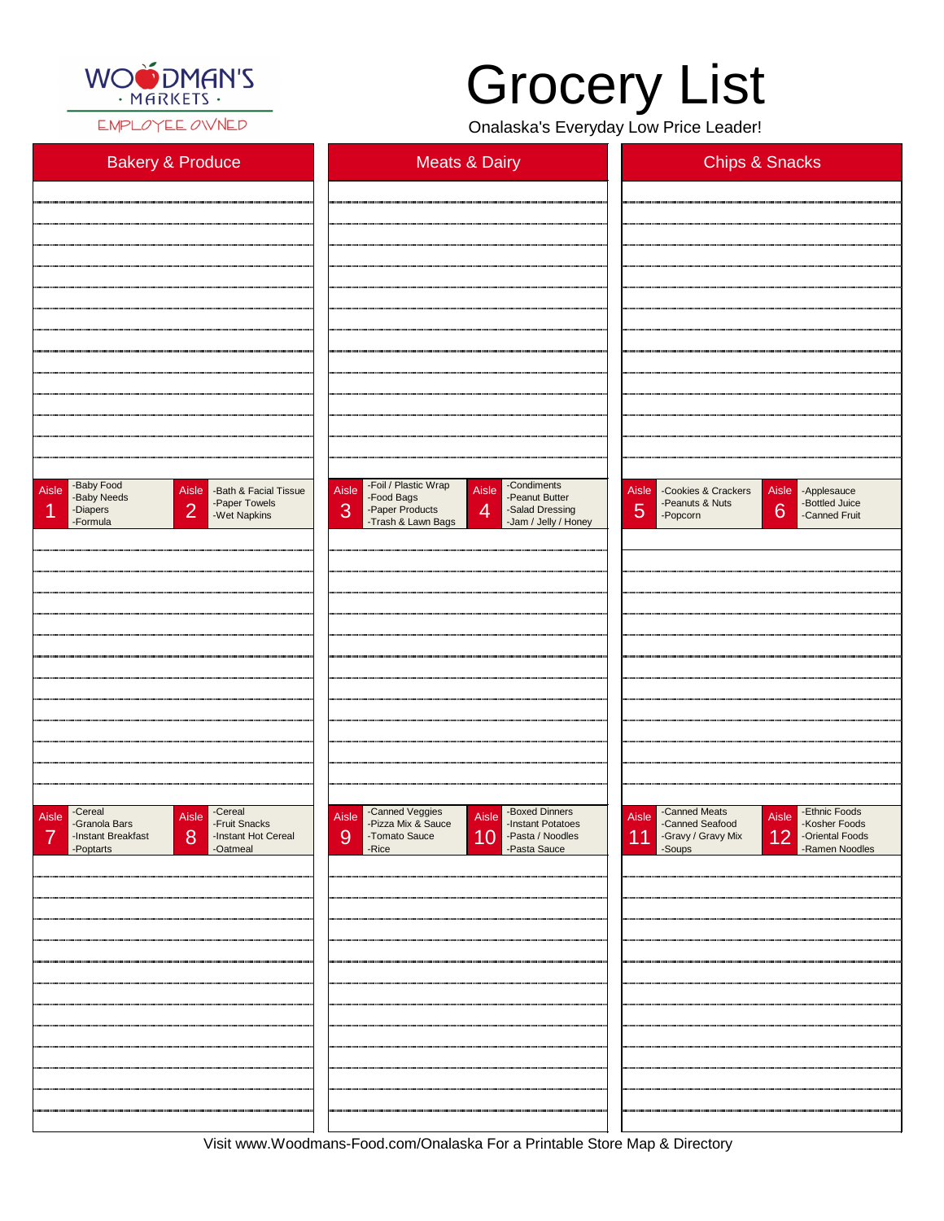WOODMAN'S · MARKETS · EMPLOYEE OWNED

# Grocery List

Onalaska's Everyday Low Price Leader!

| Bakery & Produce | Meats & Dairy | Chips & Snacks |
|---|---|---|

| Aisle | Items |
|---|---|
| Aisle 1 | -Baby Food<br>-Baby Needs<br>-Diapers<br>-Formula |
| Aisle 2 | -Bath & Facial Tissue<br>-Paper Towels<br>-Wet Napkins |
| Aisle 3 | -Foil / Plastic Wrap<br>-Food Bags<br>-Paper Products<br>-Trash & Lawn Bags |
| Aisle 4 | -Condiments<br>-Peanut Butter<br>-Salad Dressing<br>-Jam / Jelly / Honey |
| Aisle 5 | -Cookies & Crackers<br>-Peanuts & Nuts<br>-Popcorn |
| Aisle 6 | -Applesauce<br>-Bottled Juice<br>-Canned Fruit |
| Aisle 7 | -Cereal<br>-Granola Bars<br>-Instant Breakfast<br>-Poptarts |
| Aisle 8 | -Cereal<br>-Fruit Snacks<br>-Instant Hot Cereal<br>-Oatmeal |
| Aisle 9 | -Canned Veggies<br>-Pizza Mix & Sauce<br>-Tomato Sauce<br>-Rice |
| Aisle 10 | -Boxed Dinners<br>-Instant Potatoes<br>-Pasta / Noodles<br>-Pasta Sauce |
| Aisle 11 | -Canned Meats<br>-Canned Seafood<br>-Gravy / Gravy Mix<br>-Soups |
| Aisle 12 | -Ethnic Foods<br>-Kosher Foods<br>-Oriental Foods<br>-Ramen Noodles |

Visit www.Woodmans-Food.com/Onalaska For a Printable Store Map & Directory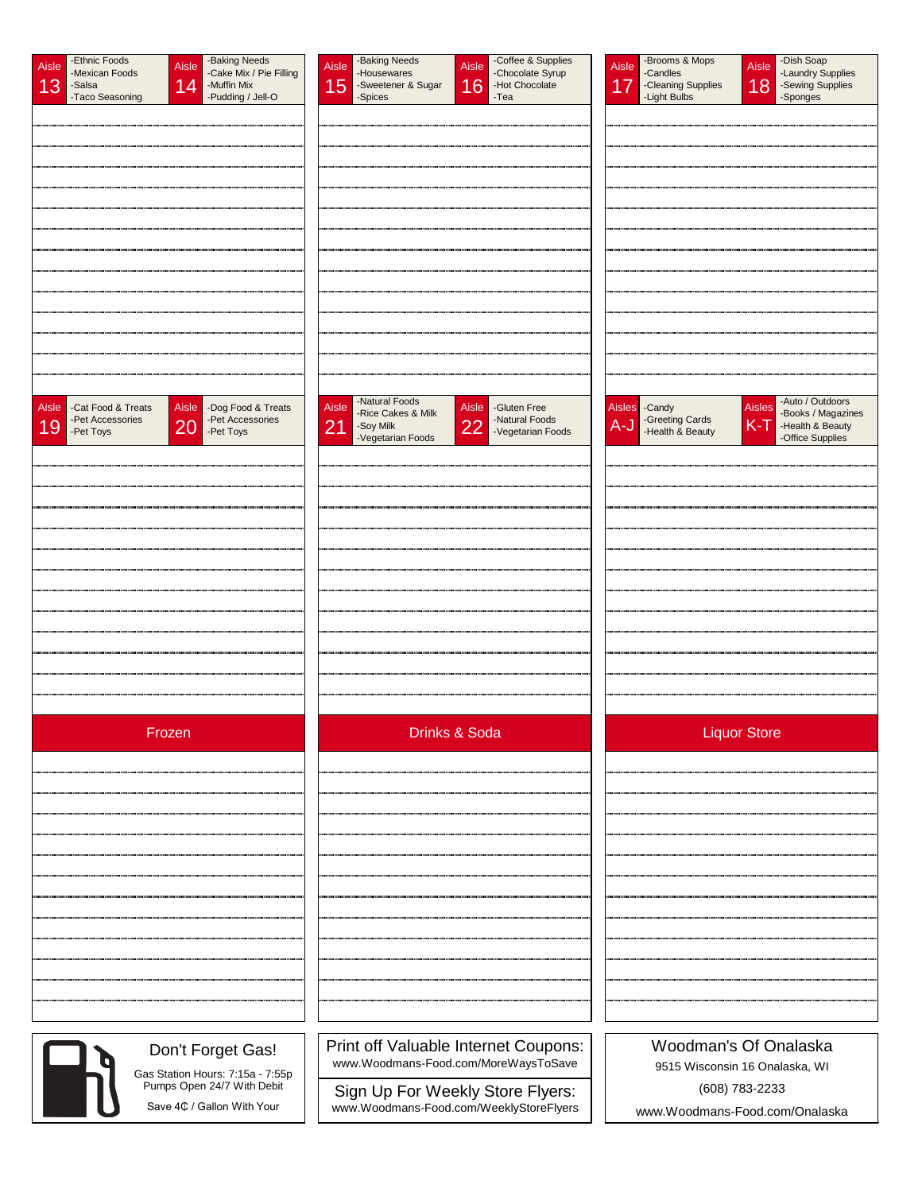**Aisle 13**
- Ethnic Foods
- Mexican Foods
- Salsa
- Taco Seasoning

**Aisle 14**
- Baking Needs
- Cake Mix / Pie Filling
- Muffin Mix
- Pudding / Jell-O

**Aisle 15**
- Baking Needs
- Housewares
- Sweetener & Sugar
- Spices

**Aisle 16**
- Coffee & Supplies
- Chocolate Syrup
- Hot Chocolate
- Tea

**Aisle 17**
- Brooms & Mops
- Candles
- Cleaning Supplies
- Light Bulbs

**Aisle 18**
- Dish Soap
- Laundry Supplies
- Sewing Supplies
- Sponges

**Aisle 19**
- Cat Food & Treats
- Pet Accessories
- Pet Toys

**Aisle 20**
- Dog Food & Treats
- Pet Accessories
- Pet Toys

**Aisle 21**
- Natural Foods
- Rice Cakes & Milk
- Soy Milk
- Vegetarian Foods

**Aisle 22**
- Gluten Free
- Natural Foods
- Vegetarian Foods

**Aisles A-J**
- Candy
- Greeting Cards
- Health & Beauty

**Aisles K-T**
- Auto / Outdoors
- Books / Magazines
- Health & Beauty
- Office Supplies

## Frozen

## Drinks & Soda

## Liquor Store

### Don't Forget Gas!

Gas Station Hours: 7:15a - 7:55p
Pumps Open 24/7 With Debit

Save 4₵ / Gallon With Your

### Print off Valuable Internet Coupons:

www.Woodmans-Food.com/MoreWaysToSave

### Sign Up For Weekly Store Flyers:

www.Woodmans-Food.com/WeeklyStoreFlyers

### Woodman's Of Onalaska

9515 Wisconsin 16 Onalaska, WI

(608) 783-2233

www.Woodmans-Food.com/Onalaska